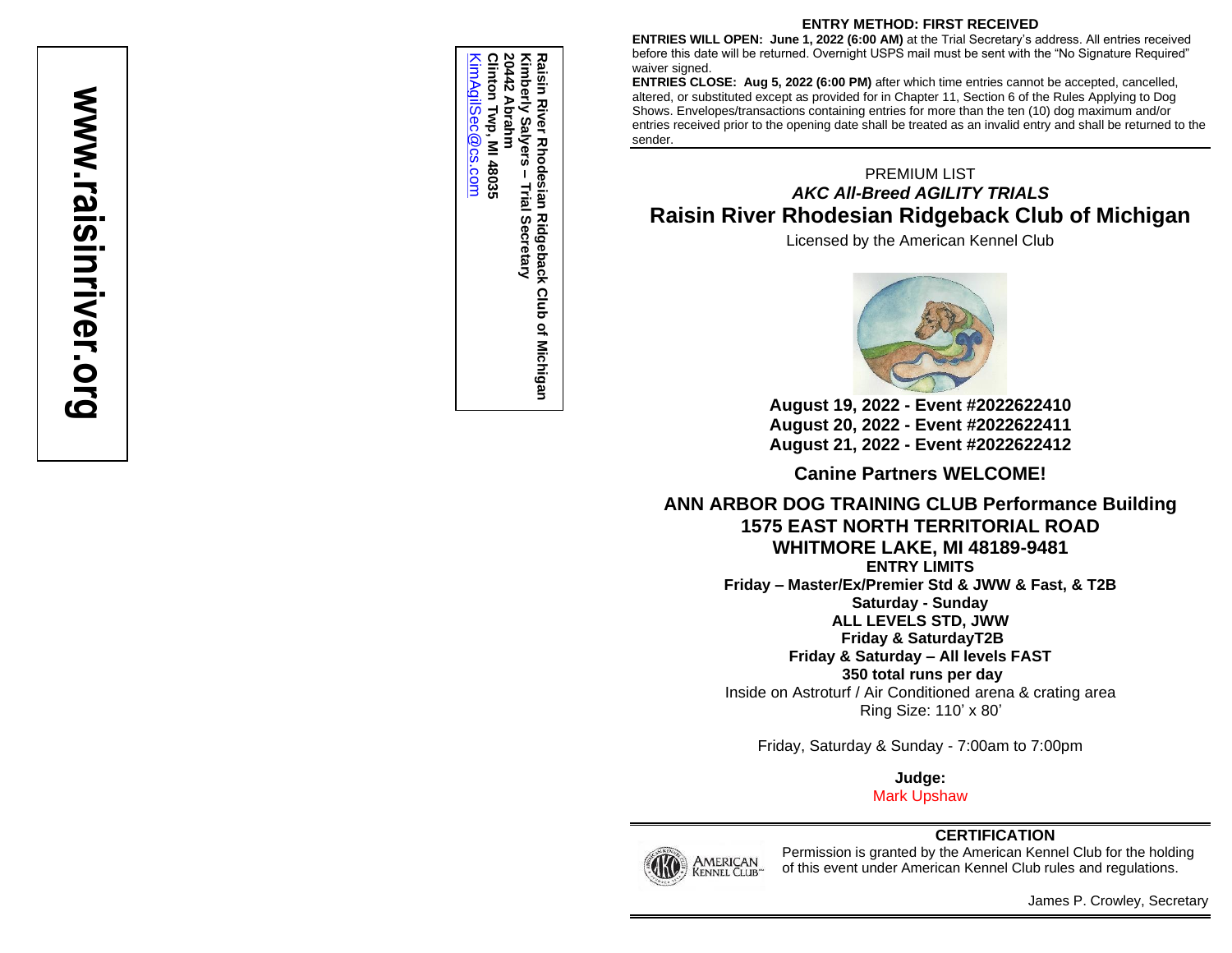**www.raisinriver.org**

**Raisin River Rhodesian Ridgeback Club of Michigan**
**Kimberly Salyers – Trial Secretary**
**20442 Abrahm**
**Clinton Twp, MI 48035**
KimAgilSec@cs.com

**ENTRY METHOD: FIRST RECEIVED**

**ENTRIES WILL OPEN: June 1, 2022 (6:00 AM)** at the Trial Secretary's address. All entries received before this date will be returned. Overnight USPS mail must be sent with the "No Signature Required" waiver signed.

**ENTRIES CLOSE: Aug 5, 2022 (6:00 PM)** after which time entries cannot be accepted, cancelled, altered, or substituted except as provided for in Chapter 11, Section 6 of the Rules Applying to Dog Shows. Envelopes/transactions containing entries for more than the ten (10) dog maximum and/or entries received prior to the opening date shall be treated as an invalid entry and shall be returned to the sender.

PREMIUM LIST

***AKC All-Breed AGILITY TRIALS***

# Raisin River Rhodesian Ridgeback Club of Michigan

Licensed by the American Kennel Club

**August 19, 2022 - Event #2022622410**
**August 20, 2022 - Event #2022622411**
**August 21, 2022 - Event #2022622412**

## Canine Partners WELCOME!

## ANN ARBOR DOG TRAINING CLUB Performance Building
## 1575 EAST NORTH TERRITORIAL ROAD
## WHITMORE LAKE, MI 48189-9481

**ENTRY LIMITS**
**Friday – Master/Ex/Premier Std & JWW & Fast, & T2B**
**Saturday - Sunday**
**ALL LEVELS STD, JWW**
**Friday & SaturdayT2B**
**Friday & Saturday – All levels FAST**
**350 total runs per day**

Inside on Astroturf / Air Conditioned arena & crating area
Ring Size: 110' x 80'

Friday, Saturday & Sunday - 7:00am to 7:00pm

**Judge:**
Mark Upshaw

**CERTIFICATION**

Permission is granted by the American Kennel Club for the holding of this event under American Kennel Club rules and regulations.

James P. Crowley, Secretary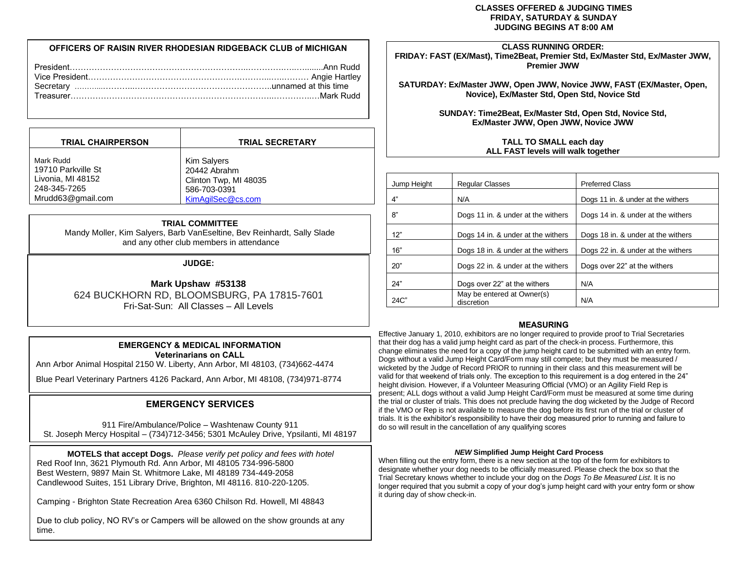### OFFICERS OF RAISIN RIVER RHODESIAN RIDGEBACK CLUB of MICHIGAN

President……………………………………………………………Ann Rudd
Vice President…………………………………………………………Angie Hartley
Secretary ……………………………………………………………unnamed at this time
Treasurer……………………………………………………………Mark Rudd

| TRIAL CHAIRPERSON | TRIAL SECRETARY |
|---|---|
| Mark Rudd<br>19710 Parkville St<br>Livonia, MI 48152<br>248-345-7265<br>Mrudd63@gmail.com | Kim Salyers<br>20442 Abrahm<br>Clinton Twp, MI 48035<br>586-703-0391<br>KimAgilSec@cs.com |

**TRIAL COMMITTEE**
Mandy Moller, Kim Salyers, Barb VanEseltine, Bev Reinhardt, Sally Slade
and any other club members in attendance

**JUDGE:**

**Mark Upshaw #53138**
624 BUCKHORN RD, BLOOMSBURG, PA 17815-7601
Fri-Sat-Sun: All Classes – All Levels

**EMERGENCY & MEDICAL INFORMATION**
**Veterinarians on CALL**
Ann Arbor Animal Hospital 2150 W. Liberty, Ann Arbor, MI 48103, (734)662-4474

Blue Pearl Veterinary Partners 4126 Packard, Ann Arbor, MI 48108, (734)971-8774

**EMERGENCY SERVICES**

911 Fire/Ambulance/Police – Washtenaw County 911
St. Joseph Mercy Hospital – (734)712-3456; 5301 McAuley Drive, Ypsilanti, MI 48197

**MOTELS that accept Dogs.** *Please verify pet policy and fees with hotel*
Red Roof Inn, 3621 Plymouth Rd. Ann Arbor, MI 48105 734-996-5800
Best Western, 9897 Main St. Whitmore Lake, MI 48189 734-449-2058
Candlewood Suites, 151 Library Drive, Brighton, MI 48116. 810-220-1205.

Camping - Brighton State Recreation Area 6360 Chilson Rd. Howell, MI 48843

Due to club policy, NO RV's or Campers will be allowed on the show grounds at any time.

### CLASSES OFFERED & JUDGING TIMES
### FRIDAY, SATURDAY & SUNDAY
### JUDGING BEGINS AT 8:00 AM

**CLASS RUNNING ORDER:**
**FRIDAY: FAST (EX/Mast), Time2Beat, Premier Std, Ex/Master Std, Ex/Master JWW, Premier JWW**

**SATURDAY: Ex/Master JWW, Open JWW, Novice JWW, FAST (EX/Master, Open, Novice), Ex/Master Std, Open Std, Novice Std**

**SUNDAY: Time2Beat, Ex/Master Std, Open Std, Novice Std, Ex/Master JWW, Open JWW, Novice JWW**

**TALL TO SMALL each day**
**ALL FAST levels will walk together**

| Jump Height | Regular Classes | Preferred Class |
|---|---|---|
| 4" | N/A | Dogs 11 in. & under at the withers |
| 8" | Dogs 11 in. & under at the withers | Dogs 14 in. & under at the withers |
| 12" | Dogs 14 in. & under at the withers | Dogs 18 in. & under at the withers |
| 16" | Dogs 18 in. & under at the withers | Dogs 22 in. & under at the withers |
| 20" | Dogs 22 in. & under at the withers | Dogs over 22" at the withers |
| 24" | Dogs over 22" at the withers | N/A |
| 24C" | May be entered at Owner(s) discretion | N/A |

### MEASURING

Effective January 1, 2010, exhibitors are no longer required to provide proof to Trial Secretaries that their dog has a valid jump height card as part of the check-in process. Furthermore, this change eliminates the need for a copy of the jump height card to be submitted with an entry form. Dogs without a valid Jump Height Card/Form may still compete; but they must be measured / wicketed by the Judge of Record PRIOR to running in their class and this measurement will be valid for that weekend of trials only. The exception to this requirement is a dog entered in the 24" height division. However, if a Volunteer Measuring Official (VMO) or an Agility Field Rep is present; ALL dogs without a valid Jump Height Card/Form must be measured at some time during the trial or cluster of trials. This does not preclude having the dog wicketed by the Judge of Record if the VMO or Rep is not available to measure the dog before its first run of the trial or cluster of trials. It is the exhibitor's responsibility to have their dog measured prior to running and failure to do so will result in the cancellation of any qualifying scores

***NEW* Simplified Jump Height Card Process**
When filling out the entry form, there is a new section at the top of the form for exhibitors to designate whether your dog needs to be officially measured. Please check the box so that the Trial Secretary knows whether to include your dog on the *Dogs To Be Measured List*. It is no longer required that you submit a copy of your dog's jump height card with your entry form or show it during day of show check-in.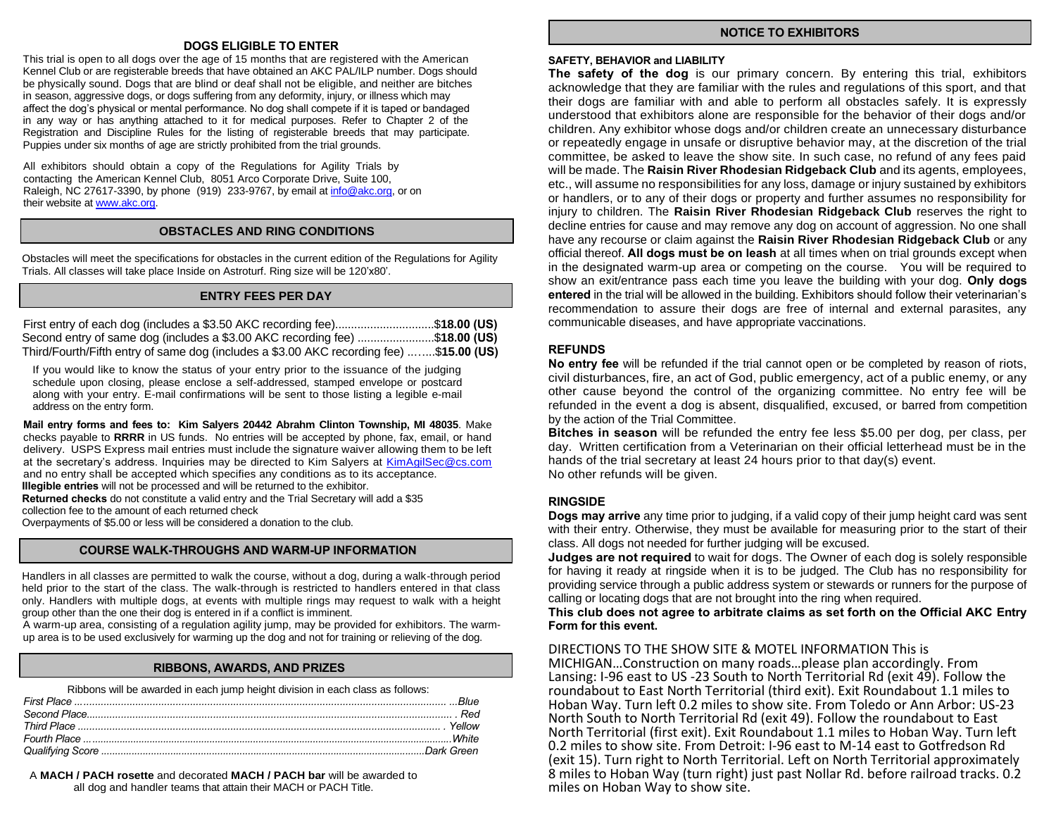## DOGS ELIGIBLE TO ENTER

This trial is open to all dogs over the age of 15 months that are registered with the American Kennel Club or are registerable breeds that have obtained an AKC PAL/ILP number. Dogs should be physically sound. Dogs that are blind or deaf shall not be eligible, and neither are bitches in season, aggressive dogs, or dogs suffering from any deformity, injury, or illness which may affect the dog's physical or mental performance. No dog shall compete if it is taped or bandaged in any way or has anything attached to it for medical purposes. Refer to Chapter 2 of the Registration and Discipline Rules for the listing of registerable breeds that may participate. Puppies under six months of age are strictly prohibited from the trial grounds.

All exhibitors should obtain a copy of the Regulations for Agility Trials by contacting the American Kennel Club, 8051 Arco Corporate Drive, Suite 100, Raleigh, NC 27617-3390, by phone (919) 233-9767, by email at info@akc.org, or on their website at www.akc.org.

## OBSTACLES AND RING CONDITIONS

Obstacles will meet the specifications for obstacles in the current edition of the Regulations for Agility Trials. All classes will take place Inside on Astroturf. Ring size will be 120'x80'.

## ENTRY FEES PER DAY

First entry of each dog (includes a $3.50 AKC recording fee)..............................$**18.00 (US)**
Second entry of same dog (includes a $3.00 AKC recording fee) ........................$**18.00 (US)**
Third/Fourth/Fifth entry of same dog (includes a $3.00 AKC recording fee) ...…...$**15.00 (US)**

If you would like to know the status of your entry prior to the issuance of the judging schedule upon closing, please enclose a self-addressed, stamped envelope or postcard along with your entry. E-mail confirmations will be sent to those listing a legible e-mail address on the entry form.

**Mail entry forms and fees to: Kim Salyers 20442 Abrahm Clinton Township, MI 48035**. Make checks payable to **RRRR** in US funds. No entries will be accepted by phone, fax, email, or hand delivery. USPS Express mail entries must include the signature waiver allowing them to be left at the secretary's address. Inquiries may be directed to Kim Salyers at KimAgilSec@cs.com and no entry shall be accepted which specifies any conditions as to its acceptance.
**Illegible entries** will not be processed and will be returned to the exhibitor.
**Returned checks** do not constitute a valid entry and the Trial Secretary will add a $35 collection fee to the amount of each returned check
Overpayments of $5.00 or less will be considered a donation to the club.

## COURSE WALK-THROUGHS AND WARM-UP INFORMATION

Handlers in all classes are permitted to walk the course, without a dog, during a walk-through period held prior to the start of the class. The walk-through is restricted to handlers entered in that class only. Handlers with multiple dogs, at events with multiple rings may request to walk with a height group other than the one their dog is entered in if a conflict is imminent.
A warm-up area, consisting of a regulation agility jump, may be provided for exhibitors. The warm-up area is to be used exclusively for warming up the dog and not for training or relieving of the dog.

## RIBBONS, AWARDS, AND PRIZES

Ribbons will be awarded in each jump height division in each class as follows:

*First Place ........................................................................ ...Blue*
*Second Place..................................................................... . Red*
*Third Place ........................................................................ . Yellow*
*Fourth Place .......................................................................White*
*Qualifying Score .................................................................Dark Green*

A **MACH / PACH rosette** and decorated **MACH / PACH bar** will be awarded to all dog and handler teams that attain their MACH or PACH Title.

## NOTICE TO EXHIBITORS

**SAFETY, BEHAVIOR and LIABILITY**

**The safety of the dog** is our primary concern. By entering this trial, exhibitors acknowledge that they are familiar with the rules and regulations of this sport, and that their dogs are familiar with and able to perform all obstacles safely. It is expressly understood that exhibitors alone are responsible for the behavior of their dogs and/or children. Any exhibitor whose dogs and/or children create an unnecessary disturbance or repeatedly engage in unsafe or disruptive behavior may, at the discretion of the trial committee, be asked to leave the show site. In such case, no refund of any fees paid will be made. The **Raisin River Rhodesian Ridgeback Club** and its agents, employees, etc., will assume no responsibilities for any loss, damage or injury sustained by exhibitors or handlers, or to any of their dogs or property and further assumes no responsibility for injury to children. The **Raisin River Rhodesian Ridgeback Club** reserves the right to decline entries for cause and may remove any dog on account of aggression. No one shall have any recourse or claim against the **Raisin River Rhodesian Ridgeback Club** or any official thereof. **All dogs must be on leash** at all times when on trial grounds except when in the designated warm-up area or competing on the course. You will be required to show an exit/entrance pass each time you leave the building with your dog. **Only dogs entered** in the trial will be allowed in the building. Exhibitors should follow their veterinarian's recommendation to assure their dogs are free of internal and external parasites, any communicable diseases, and have appropriate vaccinations.

**REFUNDS**

**No entry fee** will be refunded if the trial cannot open or be completed by reason of riots, civil disturbances, fire, an act of God, public emergency, act of a public enemy, or any other cause beyond the control of the organizing committee. No entry fee will be refunded in the event a dog is absent, disqualified, excused, or barred from competition by the action of the Trial Committee.
**Bitches in season** will be refunded the entry fee less $5.00 per dog, per class, per day. Written certification from a Veterinarian on their official letterhead must be in the hands of the trial secretary at least 24 hours prior to that day(s) event.
No other refunds will be given.

**RINGSIDE**

**Dogs may arrive** any time prior to judging, if a valid copy of their jump height card was sent with their entry. Otherwise, they must be available for measuring prior to the start of their class. All dogs not needed for further judging will be excused.
**Judges are not required** to wait for dogs. The Owner of each dog is solely responsible for having it ready at ringside when it is to be judged. The Club has no responsibility for providing service through a public address system or stewards or runners for the purpose of calling or locating dogs that are not brought into the ring when required.
**This club does not agree to arbitrate claims as set forth on the Official AKC Entry Form for this event.**

DIRECTIONS TO THE SHOW SITE & MOTEL INFORMATION This is MICHIGAN…Construction on many roads…please plan accordingly. From Lansing: I-96 east to US -23 South to North Territorial Rd (exit 49). Follow the roundabout to East North Territorial (third exit). Exit Roundabout 1.1 miles to Hoban Way. Turn left 0.2 miles to show site. From Toledo or Ann Arbor: US-23 North South to North Territorial Rd (exit 49). Follow the roundabout to East North Territorial (first exit). Exit Roundabout 1.1 miles to Hoban Way. Turn left 0.2 miles to show site. From Detroit: I-96 east to M-14 east to Gotfredson Rd (exit 15). Turn right to North Territorial. Left on North Territorial approximately 8 miles to Hoban Way (turn right) just past Nollar Rd. before railroad tracks. 0.2 miles on Hoban Way to show site.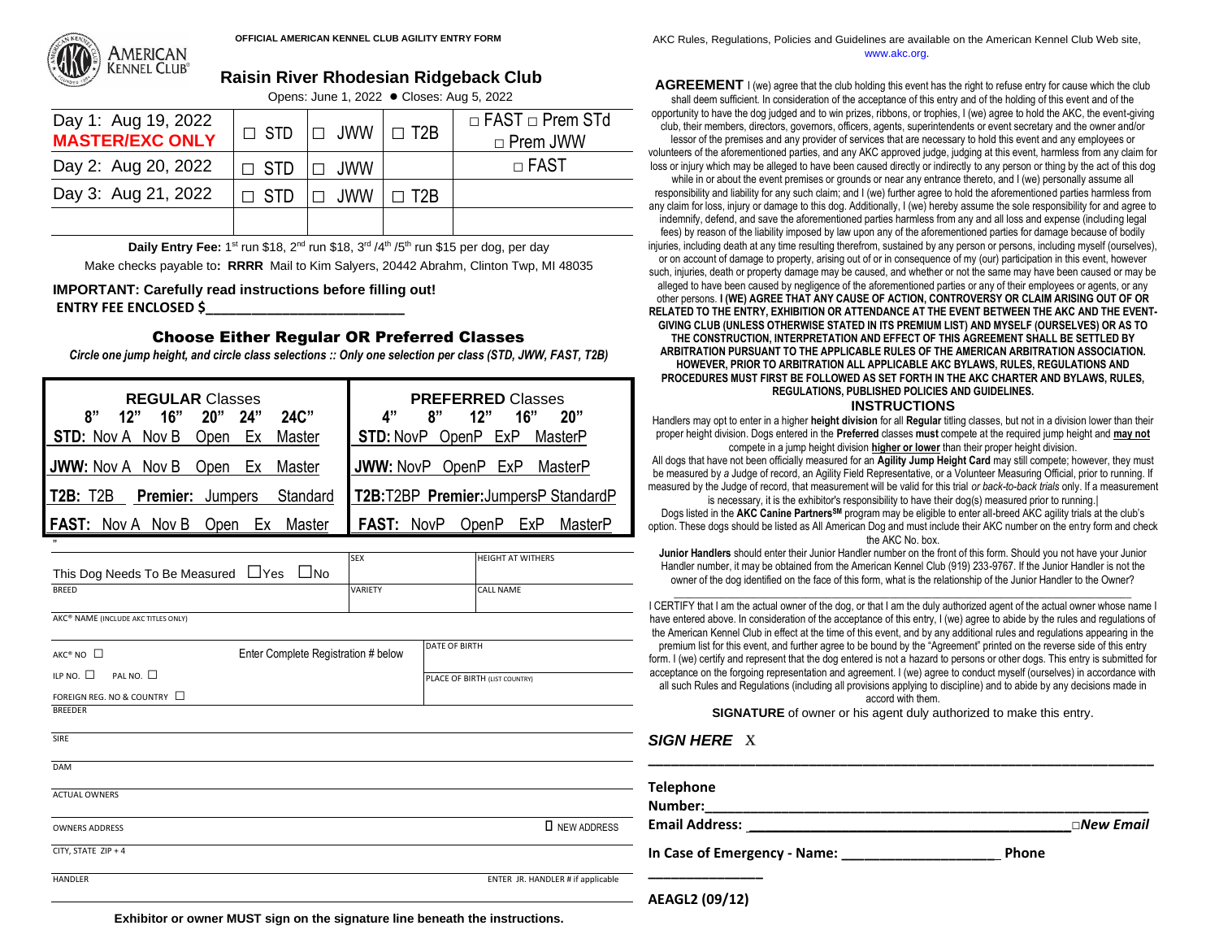OFFICIAL AMERICAN KENNEL CLUB AGILITY ENTRY FORM

AMERICAN KENNEL CLUB®

# Raisin River Rhodesian Ridgeback Club

Opens: June 1, 2022 ● Closes: Aug 5, 2022

| | | | | |
|---|---|---|---|---|
| Day 1: Aug 19, 2022 **MASTER/EXC ONLY** | □ STD | □ JWW | □ T2B | □ FAST □ Prem STd □ Prem JWW |
| Day 2: Aug 20, 2022 | □ STD | □ JWW | | □ FAST |
| Day 3: Aug 21, 2022 | □ STD | □ JWW | □ T2B | |
| | | | | |

**Daily Entry Fee:** 1st run $18, 2nd run $18, 3rd /4th /5th run $15 per dog, per day

Make checks payable to: **RRRR** Mail to Kim Salyers, 20442 Abrahm, Clinton Twp, MI 48035

**IMPORTANT: Carefully read instructions before filling out!**

**ENTRY FEE ENCLOSED $____________________________**

## Choose Either Regular OR Preferred Classes

***Circle one jump height, and circle class selections :: Only one selection per class (STD, JWW, FAST, T2B)***

| **REGULAR** Classes | **PREFERRED** Classes |
|---|---|
| **8" 12" 16" 20" 24" 24C"** | **4" 8" 12" 16" 20"** |
| **STD:** Nov A Nov B Open Ex Master | **STD:** NovP OpenP ExP MasterP |
| **JWW:** Nov A Nov B Open Ex Master | **JWW:** NovP OpenP ExP MasterP |
| **T2B:** T2B **Premier:** Jumpers Standard | **T2B:**T2BP **Premier:**JumpersP StandardP |
| **FAST:** Nov A Nov B Open Ex Master | **FAST:** NovP OpenP ExP MasterP |

This Dog Needs To Be Measured ☐Yes ☐No

SEX

HEIGHT AT WITHERS

BREED

VARIETY

CALL NAME

AKC® NAME (INCLUDE AKC TITLES ONLY)

AKC® NO ☐ Enter Complete Registration # below

DATE OF BIRTH

ILP NO. ☐ PAL NO. ☐

PLACE OF BIRTH (LIST COUNTRY)

FOREIGN REG. NO & COUNTRY ☐

BREEDER

SIRE

DAM

ACTUAL OWNERS

OWNERS ADDRESS ☐ NEW ADDRESS

CITY, STATE ZIP + 4

HANDLER ENTER JR. HANDLER # if applicable

**Exhibitor or owner MUST sign on the signature line beneath the instructions.**

AKC Rules, Regulations, Policies and Guidelines are available on the American Kennel Club Web site, www.akc.org.

**AGREEMENT** I (we) agree that the club holding this event has the right to refuse entry for cause which the club shall deem sufficient. In consideration of the acceptance of this entry and of the holding of this event and of the opportunity to have the dog judged and to win prizes, ribbons, or trophies, I (we) agree to hold the AKC, the event-giving club, their members, directors, governors, officers, agents, superintendents or event secretary and the owner and/or lessor of the premises and any provider of services that are necessary to hold this event and any employees or volunteers of the aforementioned parties, and any AKC approved judge, judging at this event, harmless from any claim for loss or injury which may be alleged to have been caused directly or indirectly to any person or thing by the act of this dog while in or about the event premises or grounds or near any entrance thereto, and I (we) personally assume all responsibility and liability for any such claim; and I (we) further agree to hold the aforementioned parties harmless from any claim for loss, injury or damage to this dog. Additionally, I (we) hereby assume the sole responsibility for and agree to indemnify, defend, and save the aforementioned parties harmless from any and all loss and expense (including legal fees) by reason of the liability imposed by law upon any of the aforementioned parties for damage because of bodily injuries, including death at any time resulting therefrom, sustained by any person or persons, including myself (ourselves), or on account of damage to property, arising out of or in consequence of my (our) participation in this event, however such, injuries, death or property damage may be caused, and whether or not the same may have been caused or may be alleged to have been caused by negligence of the aforementioned parties or any of their employees or agents, or any other persons. **I (WE) AGREE THAT ANY CAUSE OF ACTION, CONTROVERSY OR CLAIM ARISING OUT OF OR RELATED TO THE ENTRY, EXHIBITION OR ATTENDANCE AT THE EVENT BETWEEN THE AKC AND THE EVENT-GIVING CLUB (UNLESS OTHERWISE STATED IN ITS PREMIUM LIST) AND MYSELF (OURSELVES) OR AS TO THE CONSTRUCTION, INTERPRETATION AND EFFECT OF THIS AGREEMENT SHALL BE SETTLED BY ARBITRATION PURSUANT TO THE APPLICABLE RULES OF THE AMERICAN ARBITRATION ASSOCIATION. HOWEVER, PRIOR TO ARBITRATION ALL APPLICABLE AKC BYLAWS, RULES, REGULATIONS AND PROCEDURES MUST FIRST BE FOLLOWED AS SET FORTH IN THE AKC CHARTER AND BYLAWS, RULES, REGULATIONS, PUBLISHED POLICIES AND GUIDELINES.**

### INSTRUCTIONS

Handlers may opt to enter in a higher **height division** for all **Regular** titling classes, but not in a division lower than their proper height division. Dogs entered in the **Preferred** classes **must** compete at the required jump height and **may not** compete in a jump height division **higher or lower** than their proper height division.

All dogs that have not been officially measured for an **Agility Jump Height Card** may still compete; however, they must be measured by a Judge of record, an Agility Field Representative, or a Volunteer Measuring Official, prior to running. If measured by the Judge of record, that measurement will be valid for this trial *or back-to-back trials* only. If a measurement is necessary, it is the exhibitor's responsibility to have their dog(s) measured prior to running.|

Dogs listed in the **AKC Canine Partners**SM program may be eligible to enter all-breed AKC agility trials at the club's option. These dogs should be listed as All American Dog and must include their AKC number on the entry form and check the AKC No. box.

**Junior Handlers** should enter their Junior Handler number on the front of this form. Should you not have your Junior Handler number, it may be obtained from the American Kennel Club (919) 233-9767. If the Junior Handler is not the owner of the dog identified on the face of this form, what is the relationship of the Junior Handler to the Owner?

_______________________________________________

I CERTIFY that I am the actual owner of the dog, or that I am the duly authorized agent of the actual owner whose name I have entered above. In consideration of the acceptance of this entry, I (we) agree to abide by the rules and regulations of the American Kennel Club in effect at the time of this event, and by any additional rules and regulations appearing in the premium list for this event, and further agree to be bound by the "Agreement" printed on the reverse side of this entry form. I (we) certify and represent that the dog entered is not a hazard to persons or other dogs. This entry is submitted for acceptance on the forgoing representation and agreement. I (we) agree to conduct myself (ourselves) in accordance with all such Rules and Regulations (including all provisions applying to discipline) and to abide by any decisions made in accord with them.

**SIGNATURE** of owner or his agent duly authorized to make this entry.

***SIGN HERE*** X

_______________________________________________

**Telephone Number:**_______________________________________________

**Email Address:** _______________________________________________ □***New Email***

**In Case of Emergency - Name:** ______________________ **Phone** ________________

**AEAGL2 (09/12)**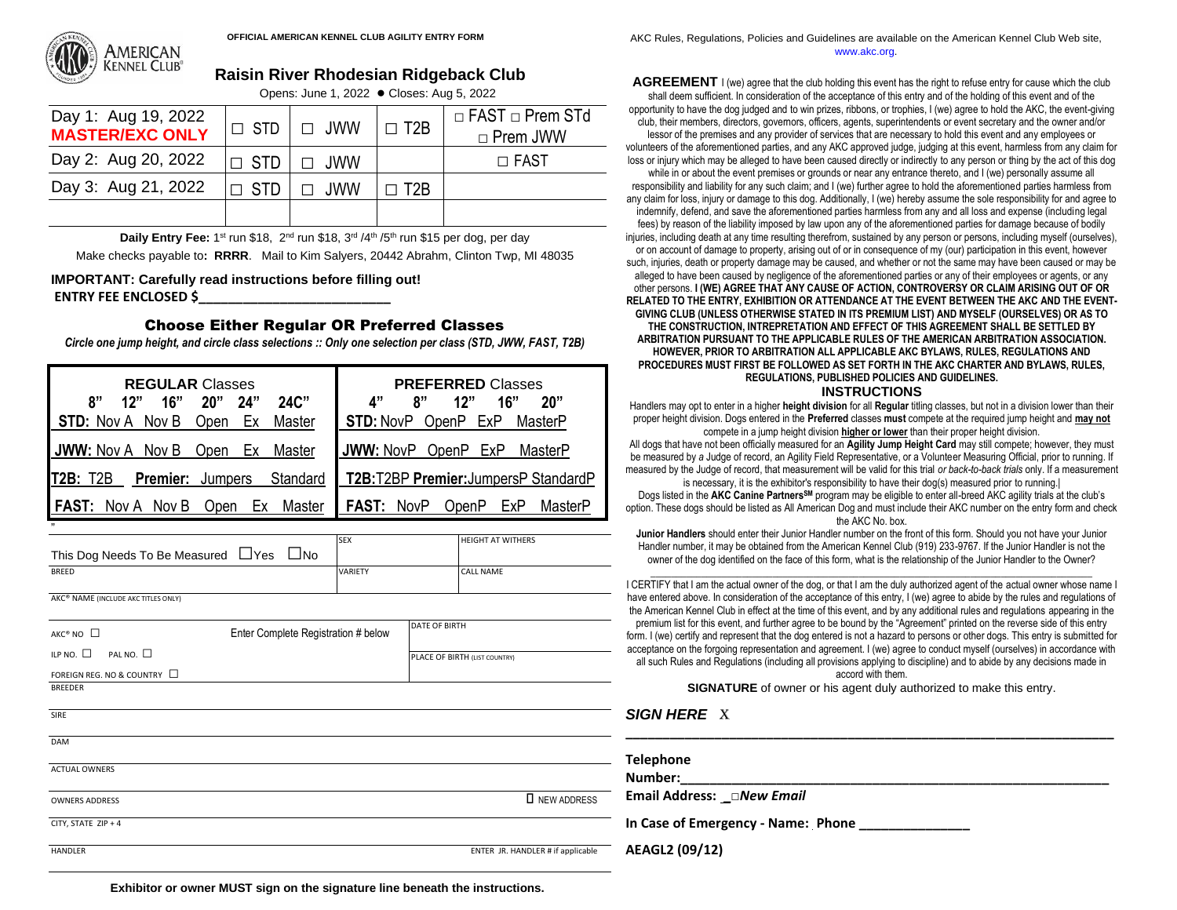**OFFICIAL AMERICAN KENNEL CLUB AGILITY ENTRY FORM**

AMERICAN KENNEL CLUB®

## Raisin River Rhodesian Ridgeback Club

Opens: June 1, 2022 ● Closes: Aug 5, 2022

| | | | | |
|---|---|---|---|---|
| Day 1: Aug 19, 2022 **MASTER/EXC ONLY** | □ STD | □ JWW | □ T2B | □ FAST □ Prem STd □ Prem JWW |
| Day 2: Aug 20, 2022 | □ STD | □ JWW | | □ FAST |
| Day 3: Aug 21, 2022 | □ STD | □ JWW | □ T2B | |
| | | | | |

**Daily Entry Fee:** 1st run $18, 2nd run $18, 3rd /4th /5th run $15 per dog, per day

Make checks payable to**: RRRR**. Mail to Kim Salyers, 20442 Abrahm, Clinton Twp, MI 48035

**IMPORTANT: Carefully read instructions before filling out!**

**ENTRY FEE ENCLOSED $_____________________________**

### Choose Either Regular OR Preferred Classes

***Circle one jump height, and circle class selections :: Only one selection per class (STD, JWW, FAST, T2B)***

| **REGULAR** Classes 8" 12" 16" 20" 24" 24C" | **PREFERRED** Classes 4" 8" 12" 16" 20" |
|---|---|
| **STD:** Nov A Nov B Open Ex Master | **STD:** NovP OpenP ExP MasterP |
| **JWW:** Nov A Nov B Open Ex Master | **JWW:** NovP OpenP ExP MasterP |
| **T2B:** T2B **Premier:** Jumpers Standard | **T2B:**T2BP **Premier:**JumpersP StandardP |
| **FAST:** Nov A Nov B Open Ex Master | **FAST:** NovP OpenP ExP MasterP |

| | | |
|---|---|---|
| This Dog Needs To Be Measured ☐Yes ☐No | SEX | HEIGHT AT WITHERS |
| BREED | VARIETY | CALL NAME |
| AKC® NAME (INCLUDE AKC TITLES ONLY) | | |
| AKC® NO ☐ Enter Complete Registration # below | DATE OF BIRTH | |
| ILP NO. ☐ PAL NO. ☐ | PLACE OF BIRTH (LIST COUNTRY) | |
| FOREIGN REG. NO & COUNTRY ☐ | | |
| BREEDER | | |
| SIRE | | |
| DAM | | |
| ACTUAL OWNERS | | |
| OWNERS ADDRESS | | ☐ NEW ADDRESS |
| CITY, STATE ZIP + 4 | | |
| HANDLER | | ENTER JR. HANDLER # if applicable |

**Exhibitor or owner MUST sign on the signature line beneath the instructions.**

AKC Rules, Regulations, Policies and Guidelines are available on the American Kennel Club Web site, www.akc.org.

**AGREEMENT** I (we) agree that the club holding this event has the right to refuse entry for cause which the club shall deem sufficient. In consideration of the acceptance of this entry and of the holding of this event and of the opportunity to have the dog judged and to win prizes, ribbons, or trophies, I (we) agree to hold the AKC, the event-giving club, their members, directors, governors, officers, agents, superintendents or event secretary and the owner and/or lessor of the premises and any provider of services that are necessary to hold this event and any employees or volunteers of the aforementioned parties, and any AKC approved judge, judging at this event, harmless from any claim for loss or injury which may be alleged to have been caused directly or indirectly to any person or thing by the act of this dog while in or about the event premises or grounds or near any entrance thereto, and I (we) personally assume all responsibility and liability for any such claim; and I (we) further agree to hold the aforementioned parties harmless from any claim for loss, injury or damage to this dog. Additionally, I (we) hereby assume the sole responsibility for and agree to indemnify, defend, and save the aforementioned parties harmless from any and all loss and expense (including legal fees) by reason of the liability imposed by law upon any of the aforementioned parties for damage because of bodily injuries, including death at any time resulting therefrom, sustained by any person or persons, including myself (ourselves), or on account of damage to property, arising out of or in consequence of my (our) participation in this event, however such, injuries, death or property damage may be caused, and whether or not the same may have been caused or may be alleged to have been caused by negligence of the aforementioned parties or any of their employees or agents, or any other persons. **I (WE) AGREE THAT ANY CAUSE OF ACTION, CONTROVERSY OR CLAIM ARISING OUT OF OR RELATED TO THE ENTRY, EXHIBITION OR ATTENDANCE AT THE EVENT BETWEEN THE AKC AND THE EVENT-GIVING CLUB (UNLESS OTHERWISE STATED IN ITS PREMIUM LIST) AND MYSELF (OURSELVES) OR AS TO THE CONSTRUCTION, INTREPRETATION AND EFFECT OF THIS AGREEMENT SHALL BE SETTLED BY ARBITRATION PURSUANT TO THE APPLICABLE RULES OF THE AMERICAN ARBITRATION ASSOCIATION. HOWEVER, PRIOR TO ARBITRATION ALL APPLICABLE AKC BYLAWS, RULES, REGULATIONS AND PROCEDURES MUST FIRST BE FOLLOWED AS SET FORTH IN THE AKC CHARTER AND BYLAWS, RULES, REGULATIONS, PUBLISHED POLICIES AND GUIDELINES.**

### INSTRUCTIONS

Handlers may opt to enter in a higher **height division** for all **Regular** titling classes, but not in a division lower than their proper height division. Dogs entered in the **Preferred** classes **must** compete at the required jump height and **may not** compete in a jump height division **higher or lower** than their proper height division.

All dogs that have not been officially measured for an **Agility Jump Height Card** may still compete; however, they must be measured by a Judge of record, an Agility Field Representative, or a Volunteer Measuring Official, prior to running. If measured by the Judge of record, that measurement will be valid for this trial *or back-to-back trials* only. If a measurement is necessary, it is the exhibitor's responsibility to have their dog(s) measured prior to running.|

Dogs listed in the **AKC Canine Partners**SM program may be eligible to enter all-breed AKC agility trials at the club's option. These dogs should be listed as All American Dog and must include their AKC number on the entry form and check the AKC No. box.

**Junior Handlers** should enter their Junior Handler number on the front of this form. Should you not have your Junior Handler number, it may be obtained from the American Kennel Club (919) 233-9767. If the Junior Handler is not the owner of the dog identified on the face of this form, what is the relationship of the Junior Handler to the Owner?

_____________________________________________

I CERTIFY that I am the actual owner of the dog, or that I am the duly authorized agent of the actual owner whose name I have entered above. In consideration of the acceptance of this entry, I (we) agree to abide by the rules and regulations of the American Kennel Club in effect at the time of this event, and by any additional rules and regulations appearing in the premium list for this event, and further agree to be bound by the "Agreement" printed on the reverse side of this entry form. I (we) certify and represent that the dog entered is not a hazard to persons or other dogs. This entry is submitted for acceptance on the forgoing representation and agreement. I (we) agree to conduct myself (ourselves) in accordance with all such Rules and Regulations (including all provisions applying to discipline) and to abide by any decisions made in accord with them.

**SIGNATURE** of owner or his agent duly authorized to make this entry.

***SIGN HERE*** X

_____________________________________________

**Telephone Number:_____________________________________________**

**Email Address: _□*New Email***

**In Case of Emergency - Name: Phone _______________**

**AEAGL2 (09/12)**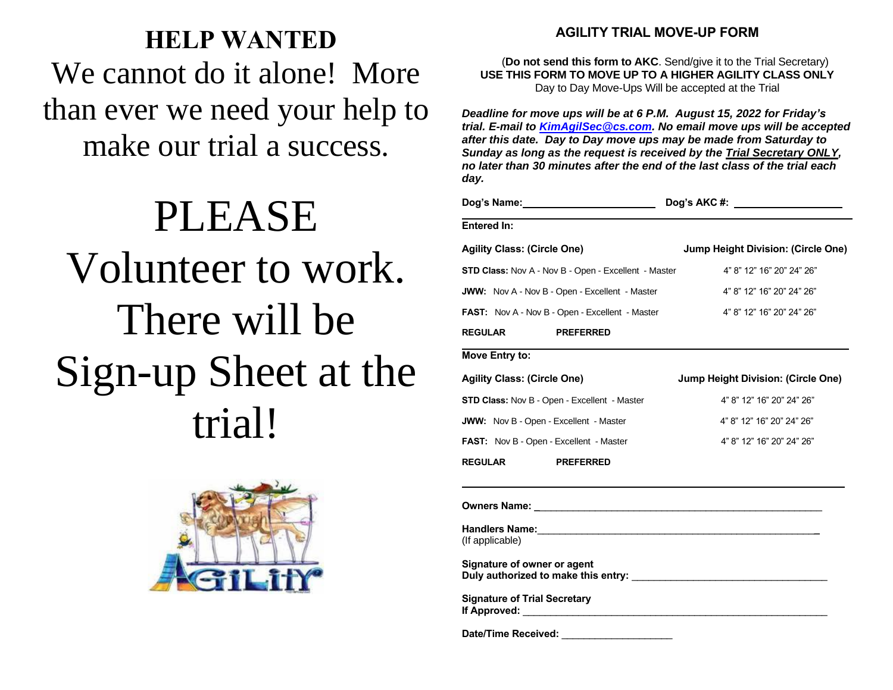# HELP WANTED

We cannot do it alone! More than ever we need your help to make our trial a success.

PLEASE Volunteer to work. There will be Sign-up Sheet at the trial!

## AGILITY TRIAL MOVE-UP FORM

(**Do not send this form to AKC**. Send/give it to the Trial Secretary)
**USE THIS FORM TO MOVE UP TO A HIGHER AGILITY CLASS ONLY**
Day to Day Move-Ups Will be accepted at the Trial

***Deadline for move ups will be at 6 P.M. August 15, 2022 for Friday's trial. E-mail to KimAgilSec@cs.com. No email move ups will be accepted after this date. Day to Day move ups may be made from Saturday to Sunday as long as the request is received by the Trial Secretary ONLY, no later than 30 minutes after the end of the last class of the trial each day.***

**Dog's Name:** ______________________ **Dog's AKC #:** __________________

**Entered In:**

| **Agility Class: (Circle One)** | **Jump Height Division: (Circle One)** |
|---|---|
| **STD Class:** Nov A - Nov B - Open - Excellent - Master | 4" 8" 12" 16" 20" 24" 26" |
| **JWW:** Nov A - Nov B - Open - Excellent - Master | 4" 8" 12" 16" 20" 24" 26" |
| **FAST:** Nov A - Nov B - Open - Excellent - Master | 4" 8" 12" 16" 20" 24" 26" |

**REGULAR** **PREFERRED**

**Move Entry to:**

| **Agility Class: (Circle One)** | **Jump Height Division: (Circle One)** |
|---|---|
| **STD Class:** Nov B - Open - Excellent - Master | 4" 8" 12" 16" 20" 24" 26" |
| **JWW:** Nov B - Open - Excellent - Master | 4" 8" 12" 16" 20" 24" 26" |
| **FAST:** Nov B - Open - Excellent - Master | 4" 8" 12" 16" 20" 24" 26" |

**REGULAR** **PREFERRED**

**Owners Name:** ____________________________________________________

**Handlers Name:** ___________________________________________________
(If applicable)

**Signature of owner or agent**
**Duly authorized to make this entry:** ___________________________________

**Signature of Trial Secretary**
**If Approved:** _______________________________________________________

**Date/Time Received:** ____________________